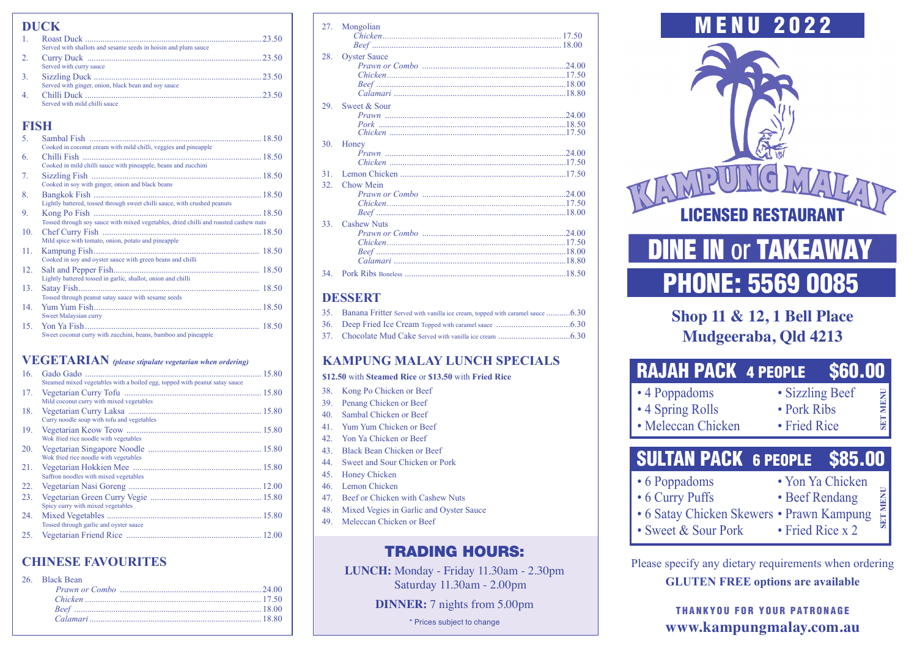## DUCK

1. Roast Duck ........ 23.50
   Served with shallots and sesame seeds in hoisin and plum sauce
2. Curry Duck ........ 23.50
   Served with curry sauce
3. Sizzling Duck ........ 23.50
   Served with ginger, onion, black bean and soy sauce
4. Chilli Duck ........ 23.50
   Served with mild chilli sauce

## FISH

5. Sambal Fish ........ 18.50
   Cooked in coconut cream with mild chilli, veggies and pineapple
6. Chilli Fish ........ 18.50
   Cooked in mild chilli sauce with pineapple, beans and zucchini
7. Sizzling Fish ........ 18.50
   Cooked in soy with ginger, onion and black beans
8. Bangkok Fish ........ 18.50
   Lightly battered, tossed through sweet chilli sauce, with crushed peanuts
9. Kong Po Fish ........ 18.50
   Tossed through soy sauce with mixed vegetables, dried chilli and roasted cashew nuts
10. Chef Curry Fish ........ 18.50
    Mild spice with tomato, onion, potato and pineapple
11. Kampung Fish ........ 18.50
    Cooked in soy and oyster sauce with green beans and chilli
12. Salt and Pepper Fish ........ 18.50
    Lightly battered tossed in garlic, shallot, onion and chilli
13. Satay Fish ........ 18.50
    Tossed through peanut satay sauce with sesame seeds
14. Yum Yum Fish ........ 18.50
    Sweet Malaysian curry
15. Yon Ya Fish ........ 18.50
    Sweet coconut curry with zucchini, beans, bamboo and pineapple

## VEGETARIAN *(please stipulate vegetarian when ordering)*

16. Gado Gado ........ 15.80
    Steamed mixed vegetables with a boiled egg, topped with peanut satay sauce
17. Vegetarian Curry Tofu ........ 15.80
    Mild coconut curry with mixed vegetables
18. Vegetarian Curry Laksa ........ 15.80
    Curry noodle soup with tofu and vegetables
19. Vegetarian Keow Teow ........ 15.80
    Wok fried rice noodle with vegetables
20. Vegetarian Singapore Noodle ........ 15.80
    Wok fried rice noodle with vegetables
21. Vegetarian Hokkien Mee ........ 15.80
    Saffron noodles with mixed vegetables
22. Vegetarian Nasi Goreng ........ 12.00
23. Vegetarian Green Curry Vegie ........ 15.80
    Spicy curry with mixed vegetables
24. Mixed Vegetables ........ 15.80
    Tossed through garlic and oyster sauce
25. Vegetarian Friend Rice ........ 12.00

## CHINESE FAVOURITES

26. Black Bean
    - *Prawn or Combo* ........ 24.00
    - *Chicken* ........ 17.50
    - *Beef* ........ 18.00
    - *Calamari* ........ 18.80
27. Mongolian
    - *Chicken* ........ 17.50
    - *Beef* ........ 18.00
28. Oyster Sauce
    - *Prawn or Combo* ........ 24.00
    - *Chicken* ........ 17.50
    - *Beef* ........ 18.00
    - *Calamari* ........ 18.80
29. Sweet & Sour
    - *Prawn* ........ 24.00
    - *Pork* ........ 18.50
    - *Chicken* ........ 17.50
30. Honey
    - *Prawn* ........ 24.00
    - *Chicken* ........ 17.50
31. Lemon Chicken ........ 17.50
32. Chow Mein
    - *Prawn or Combo* ........ 24.00
    - *Chicken* ........ 17.50
    - *Beef* ........ 18.00
33. Cashew Nuts
    - *Prawn or Combo* ........ 24.00
    - *Chicken* ........ 17.50
    - *Beef* ........ 18.00
    - *Calamari* ........ 18.80
34. Pork Ribs Boneless ........ 18.50

## DESSERT

35. Banana Fritter Served with vanilla ice cream, topped with caramel sauce ........ 6.30
36. Deep Fried Ice Cream Topped with caramel sauce ........ 6.30
37. Chocolate Mud Cake Served with vanilla ice cream ........ 6.30

## KAMPUNG MALAY LUNCH SPECIALS

**$12.50** with **Steamed Rice** or **$13.50** with **Fried Rice**

38. Kong Po Chicken or Beef
39. Penang Chicken or Beef
40. Sambal Chicken or Beef
41. Yum Yum Chicken or Beef
42. Yon Ya Chicken or Beef
43. Black Bean Chicken or Beef
44. Sweet and Sour Chicken or Pork
45. Honey Chicken
46. Lemon Chicken
47. Beef or Chicken with Cashew Nuts
48. Mixed Vegies in Garlic and Oyster Sauce
49. Meleccan Chicken or Beef

## TRADING HOURS:

**LUNCH:** Monday - Friday 11.30am - 2.30pm
Saturday 11.30am - 2.00pm

**DINNER:** 7 nights from 5.00pm

\* Prices subject to change

# MENU 2022

# KAMPUNG MALAY

## LICENSED RESTAURANT

## DINE IN or TAKEAWAY

## PHONE: 5569 0085

**Shop 11 & 12, 1 Bell Place**
**Mudgeeraba, Qld 4213**

## RAJAH PACK 4 PEOPLE $60.00

SET MENU

- 4 Poppadoms
- 4 Spring Rolls
- Meleccan Chicken
- Sizzling Beef
- Pork Ribs
- Fried Rice

## SULTAN PACK 6 PEOPLE $85.00

SET MENU

- 6 Poppadoms
- 6 Curry Puffs
- 6 Satay Chicken Skewers
- Sweet & Sour Pork
- Yon Ya Chicken
- Beef Rendang
- Prawn Kampung
- Fried Rice x 2

Please specify any dietary requirements when ordering

**GLUTEN FREE options are available**

THANKYOU FOR YOUR PATRONAGE

**www.kampungmalay.com.au**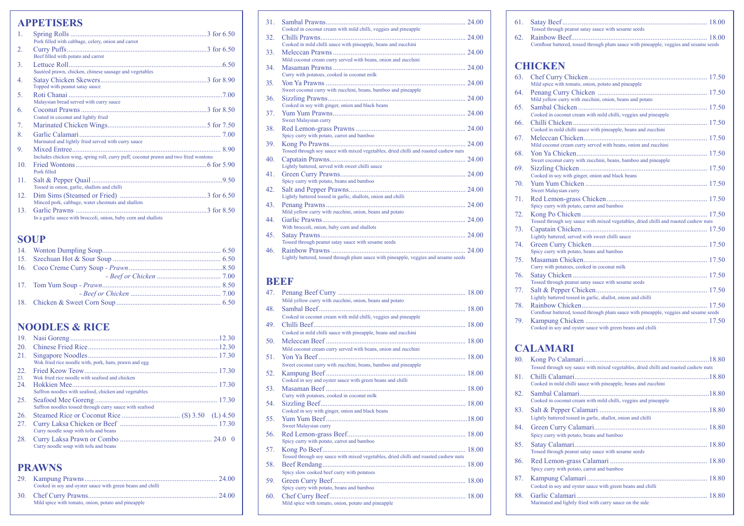## APPETISERS

1. Spring Rolls ............................................ 3 for 6.50
   Pork filled with cabbage, celery, onion and carrot
2. Curry Puffs ............................................ 3 for 6.50
   Beef filled with potato and carrot
3. Lettuce Roll ............................................ 6.50
   Sautéed prawn, chicken, chinese sausage and vegetables
4. Satay Chicken Skewers ............................................ 3 for 8.90
   Topped with peanut satay sauce
5. Roti Chanai ............................................ 7.00
   Malaysian bread served with curry sauce
6. Coconut Prawns ............................................ 3 for 8.50
   Coated in coconut and lightly fried
7. Marinated Chicken Wings ............................................ 5 for 7.50
8. Garlic Calamari ............................................ 7.00
   Marinated and lightly fried served with curry sauce
9. Mixed Entree ............................................ 8.90
   Includes chicken wing, spring roll, curry puff, coconut prawn and two fried wontons
10. Fried Wontons ............................................ 6 for 5.90
    Pork filled
11. Salt & Pepper Quail ............................................ 9.50
    Tossed in onion, garlic, shallots and chilli
12. Dim Sims (Steamed or Fried) ............................................ 3 for 6.50
    Minced pork, cabbage, water chestnuts and shallots
13. Garlic Prawns ............................................ 3 for 8.50
    In a garlic sauce with broccoli, onion, baby corn and shallots

## SOUP

14. Wonton Dumpling Soup ............................................ 6.50
15. Szechuan Hot & Sour Soup ............................................ 6.50
16. Coco Creme Curry Soup - *Prawn* ............................................ 8.50
    *- Beef or Chicken* ............................................ 7.00
17. Tom Yum Soup - *Prawn* ............................................ 8.50
    *- Beef or Chicken* ............................................ 7.00
18. Chicken & Sweet Corn Soup ............................................ 6.50

## NOODLES & RICE

19. Nasi Goreng ............................................ 12.30
20. Chinese Fried Rice ............................................ 12.30
21. Singapore Noodles ............................................ 17.30
    Wok fried rice noodle with pork, ham, prawn and egg
22. Fried Keow Teow ............................................ 17.30
23. Wok fried rice noodle with seafood and chicken
24. Hokkien Mee ............................................ 17.30
    Saffron noodles with seafood, chicken and vegetables
25. Seafood Mee Goreng ............................................ 17.30
    Saffron noodles tossed through curry sauce with seafood
26. Steamed Rice or Coconut Rice ............................................ (S) 3.50 (L) 4.50
27. Curry Laksa Chicken or Beef ............................................ 17.30
    Curry noodle soup with tofu and beans
28. Curry Laksa Prawn or Combo ............................................ 24.0 0
    Curry noodle soup with tofu and beans

## PRAWNS

29. Kampung Prawns ............................................ 24.00
    Cooked in soy and oyster sauce with green beans and chilli
30. Chef Curry Prawns ............................................ 24.00
    Mild spice with tomato, onion, potato and pineapple
31. Sambal Prawns ............................................ 24.00
    Cooked in coconut cream with mild chilli, veggies and pineapple
32. Chilli Prawns ............................................ 24.00
    Cooked in mild chilli sauce with pineapple, beans and zucchini
33. Meleccan Prawns ............................................ 24.00
    Mild coconut cream curry served with beans, onion and zucchini
34. Masaman Prawns ............................................ 24.00
    Curry with potatoes, cooked in coconut milk
35. Yon Ya Prawns ............................................ 24.00
    Sweet coconut curry with zucchini, beans, bamboo and pineapple
36. Sizzling Prawns ............................................ 24.00
    Cooked in soy with ginger, onion and black beans
37. Yum Yum Prawns ............................................ 24.00
    Sweet Malaysian curry
38. Red Lemon-grass Prawns ............................................ 24.00
    Spicy curry with potato, carrot and bamboo
39. Kong Po Prawns ............................................ 24.00
    Tossed through soy sauce with mixed vegetables, dried chilli and roasted cashew nuts
40. Capatain Prawns ............................................ 24.00
    Lightly battered, served with sweet chilli sauce
41. Green Curry Prawns ............................................ 24.00
    Spicy curry with potato, beans and bamboo
42. Salt and Pepper Prawns ............................................ 24.00
    Lightly battered tossed in garlic, shallots, onion and chilli
43. Penang Prawns ............................................ 24.00
    Mild yellow curry with zucchini, onion, beans and potato
44. Garlic Prawns ............................................ 24.00
    With broccoli, onion, baby corn and shallots
45. Satay Prawns ............................................ 24.00
    Tossed through peanut satay sauce with sesame seeds
46. Rainbow Prawns ............................................ 24.00
    Lightly battered, tossed through plum sauce with pineapple, veggies and sesame seeds

## BEEF

47. Penang Beef Curry ............................................ 18.00
    Mild yellow curry with zucchini, onion, beans and potato
48. Sambal Beef ............................................ 18.00
    Cooked in coconut cream with mild chilli, veggies and pineapple
49. Chilli Beef ............................................ 18.00
    Cooked in mild chilli sauce with pineapple, beans and zucchini
50. Meleccan Beef ............................................ 18.00
    Mild coconut cream curry served with beans, onion and zucchini
51. Yon Ya Beef ............................................ 18.00
    Sweet coconut curry with zucchini, beans, bamboo and pineapple
52. Kampung Beef ............................................ 18.00
    Cooked in soy and oyster sauce with green beans and chilli
53. Masaman Beef ............................................ 18.00
    Curry with potatoes, cooked in coconut milk
54. Sizzling Beef ............................................ 18.00
    Cooked in soy with ginger, onion and black beans
55. Yum Yum Beef ............................................ 18.00
    Sweet Malaysian curry
56. Red Lemon-grass Beef ............................................ 18.00
    Spicy curry with potato, carrot and bamboo
57. Kong Po Beef ............................................ 18.00
    Tossed through soy sauce with mixed vegetables, dried chilli and roasted cashew nuts
58. Beef Rendang ............................................ 18.00
    Spicy slow cooked beef curry with potatoes
59. Green Curry Beef ............................................ 18.00
    Spicy curry with potato, beans and bamboo
60. Chef Curry Beef ............................................ 18.00
    Mild spice with tomato, onion, potato and pineapple
61. Satay Beef ............................................ 18.00
    Tossed through peanut satay sauce with sesame seeds
62. Rainbow Beef ............................................ 18.00
    Cornflour battered, tossed through plum sauce with pineapple, veggies and sesame seeds

## CHICKEN

63. Chef Curry Chicken ............................................ 17.50
    Mild spice with tomato, onion, potato and pineapple
64. Penang Curry Chicken ............................................ 17.50
    Mild yellow curry with zucchini, onion, beans and potato
65. Sambal Chicken ............................................ 17.50
    Cooked in coconut cream with mild chilli, veggies and pineapple
66. Chilli Chicken ............................................ 17.50
    Cooked in mild chilli sauce with pineapple, beans and zucchini
67. Meleccan Chicken ............................................ 17.50
    Mild coconut cream curry served with beans, onion and zucchini
68. Yon Ya Chicken ............................................ 17.50
    Sweet coconut curry with zucchini, beans, bamboo and pineapple
69. Sizzling Chicken ............................................ 17.50
    Cooked in soy with ginger, onion and black beans
70. Yum Yum Chicken ............................................ 17.50
    Sweet Malaysian curry
71. Red Lemon-grass Chicken ............................................ 17.50
    Spicy curry with potato, carrot and bamboo
72. Kong Po Chicken ............................................ 17.50
    Tossed through soy sauce with mixed vegetables, dried chilli and roasted cashew nuts
73. Capatain Chicken ............................................ 17.50
    Lightly battered, served with sweet chilli sauce
74. Green Curry Chicken ............................................ 17.50
    Spicy curry with potato, beans and bamboo
75. Masaman Chicken ............................................ 17.50
    Curry with potatoes, cooked in coconut milk
76. Satay Chicken ............................................ 17.50
    Tossed through peanut satay sauce with sesame seeds
77. Salt & Pepper Chicken ............................................ 17.50
    Lightly battered tossed in garlic, shallot, onion and chilli
78. Rainbow Chicken ............................................ 17.50
    Cornflour battered, tossed through plum sauce with pineapple, veggies and sesame seeds
79. Kampung Chicken ............................................ 17.50
    Cooked in soy and oyster sauce with green beans and chilli

## CALAMARI

80. Kong Po Calamari ............................................ 18.80
    Tossed through soy sauce with mixed vegetables, dried chilli and roasted cashew nuts
81. Chilli Calamari ............................................ 18.80
    Cooked in mild chilli sauce with pineapple, beans and zucchini
82. Sambal Calamari ............................................ 18.80
    Cooked in coconut cream with mild chilli, veggies and pineapple
83. Salt & Pepper Calamari ............................................ 18.80
    Lightly battered tossed in garlic, shallot, onion and chilli
84. Green Curry Calamari ............................................ 18.80
    Spicy curry with potato, beans and bamboo
85. Satay Calamari ............................................ 18.80
    Tossed through peanut satay sauce with sesame seeds
86. Red Lemon-grass Calamari ............................................ 18.80
    Spicy curry with potato, carrot and bamboo
87. Kampung Calamari ............................................ 18.80
    Cooked in soy and oyster sauce with green beans and chilli
88. Garlic Calamari ............................................ 18.80
    Marinated and lightly fried with curry sauce on the side